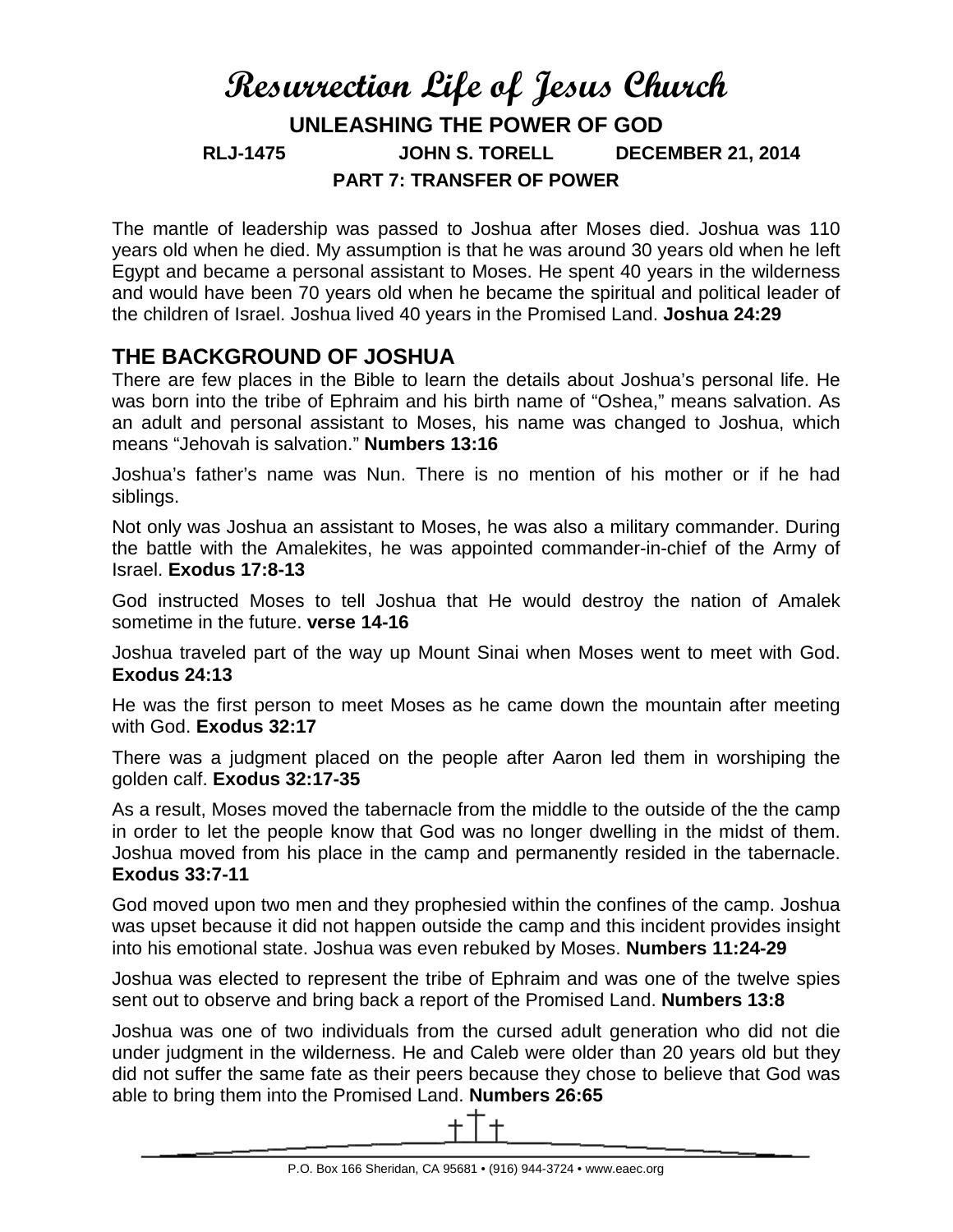# Resurrection Life of Jesus Church

## UNLEASHING THE POWER OF GOD

**RLJ-1475 JOHN S. TORELL DECEMBER 21, 2014**

**PART 7: TRANSFER OF POWER**

The mantle of leadership was passed to Joshua after Moses died. Joshua was 110 years old when he died. My assumption is that he was around 30 years old when he left Egypt and became a personal assistant to Moses. He spent 40 years in the wilderness and would have been 70 years old when he became the spiritual and political leader of the children of Israel. Joshua lived 40 years in the Promised Land. **Joshua 24:29**

## THE BACKGROUND OF JOSHUA

There are few places in the Bible to learn the details about Joshua's personal life. He was born into the tribe of Ephraim and his birth name of "Oshea," means salvation. As an adult and personal assistant to Moses, his name was changed to Joshua, which means "Jehovah is salvation." **Numbers 13:16**

Joshua's father's name was Nun. There is no mention of his mother or if he had siblings.

Not only was Joshua an assistant to Moses, he was also a military commander. During the battle with the Amalekites, he was appointed commander-in-chief of the Army of Israel. **Exodus 17:8-13**

God instructed Moses to tell Joshua that He would destroy the nation of Amalek sometime in the future. **verse 14-16**

Joshua traveled part of the way up Mount Sinai when Moses went to meet with God. **Exodus 24:13**

He was the first person to meet Moses as he came down the mountain after meeting with God. **Exodus 32:17**

There was a judgment placed on the people after Aaron led them in worshiping the golden calf. **Exodus 32:17-35**

As a result, Moses moved the tabernacle from the middle to the outside of the the camp in order to let the people know that God was no longer dwelling in the midst of them. Joshua moved from his place in the camp and permanently resided in the tabernacle. **Exodus 33:7-11**

God moved upon two men and they prophesied within the confines of the camp. Joshua was upset because it did not happen outside the camp and this incident provides insight into his emotional state. Joshua was even rebuked by Moses. **Numbers 11:24-29**

Joshua was elected to represent the tribe of Ephraim and was one of the twelve spies sent out to observe and bring back a report of the Promised Land. **Numbers 13:8**

Joshua was one of two individuals from the cursed adult generation who did not die under judgment in the wilderness. He and Caleb were older than 20 years old but they did not suffer the same fate as their peers because they chose to believe that God was able to bring them into the Promised Land. **Numbers 26:65**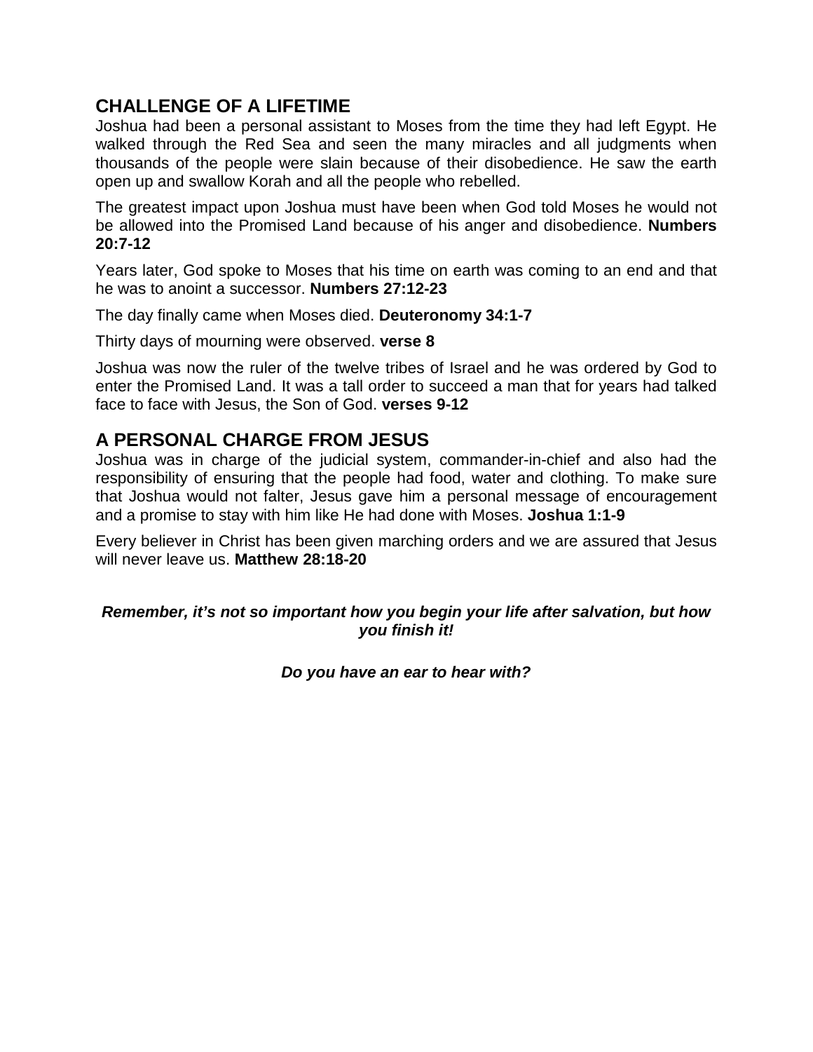## CHALLENGE OF A LIFETIME

Joshua had been a personal assistant to Moses from the time they had left Egypt. He walked through the Red Sea and seen the many miracles and all judgments when thousands of the people were slain because of their disobedience. He saw the earth open up and swallow Korah and all the people who rebelled.

The greatest impact upon Joshua must have been when God told Moses he would not be allowed into the Promised Land because of his anger and disobedience. **Numbers 20:7-12**

Years later, God spoke to Moses that his time on earth was coming to an end and that he was to anoint a successor. **Numbers 27:12-23**

The day finally came when Moses died. **Deuteronomy 34:1-7**

Thirty days of mourning were observed. **verse 8**

Joshua was now the ruler of the twelve tribes of Israel and he was ordered by God to enter the Promised Land. It was a tall order to succeed a man that for years had talked face to face with Jesus, the Son of God. **verses 9-12**

## A PERSONAL CHARGE FROM JESUS

Joshua was in charge of the judicial system, commander-in-chief and also had the responsibility of ensuring that the people had food, water and clothing. To make sure that Joshua would not falter, Jesus gave him a personal message of encouragement and a promise to stay with him like He had done with Moses. **Joshua 1:1-9**

Every believer in Christ has been given marching orders and we are assured that Jesus will never leave us. **Matthew 28:18-20**

***Remember, it's not so important how you begin your life after salvation, but how you finish it!***

***Do you have an ear to hear with?***